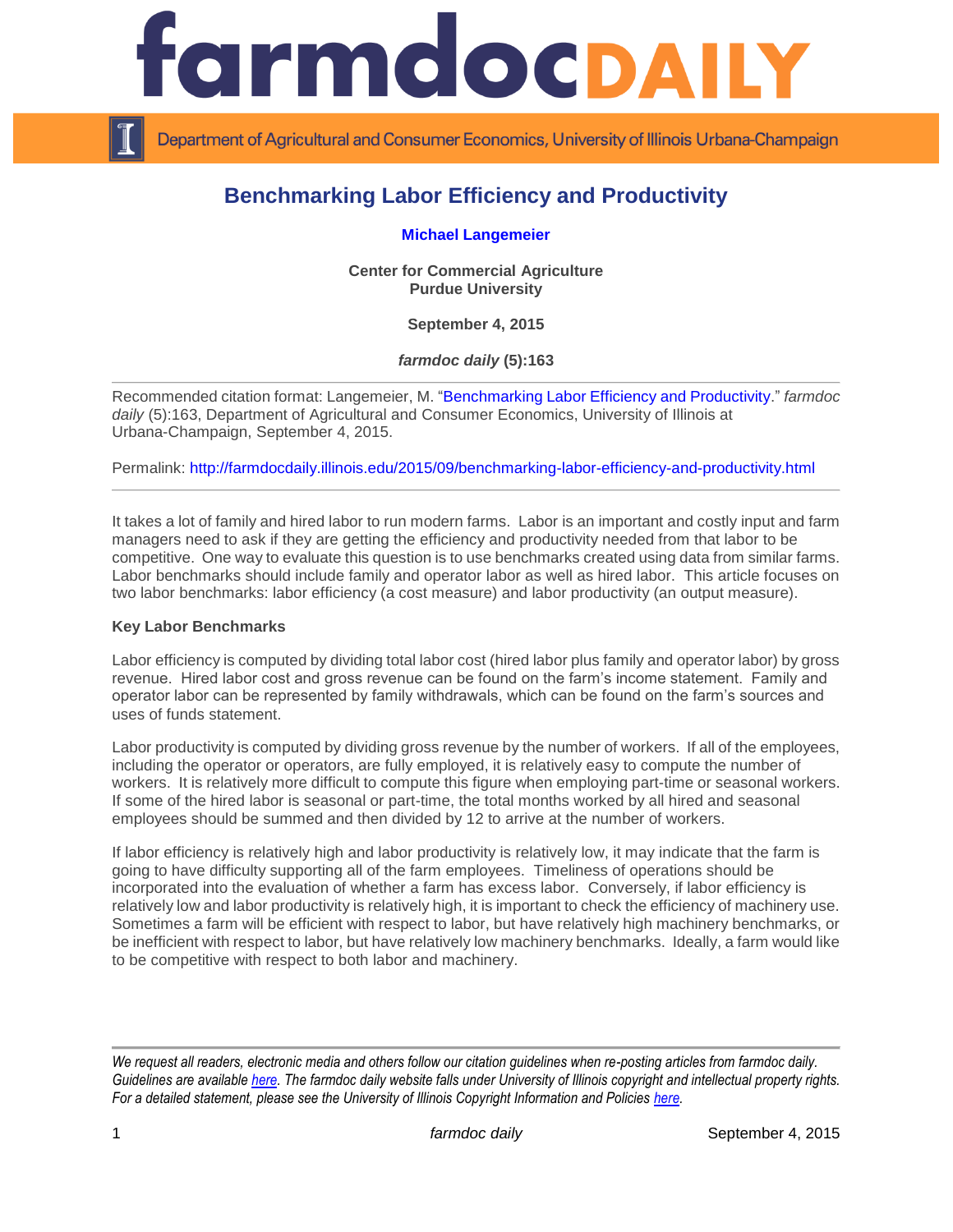# farmdoc DAILY

Department of Agricultural and Consumer Economics, University of Illinois Urbana-Champaign

## Benchmarking Labor Efficiency and Productivity

**Michael Langemeier**

**Center for Commercial Agriculture**
**Purdue University**

**September 4, 2015**

***farmdoc daily* (5):163**

Recommended citation format: Langemeier, M. "Benchmarking Labor Efficiency and Productivity." *farmdoc daily* (5):163, Department of Agricultural and Consumer Economics, University of Illinois at Urbana-Champaign, September 4, 2015.

Permalink: http://farmdocdaily.illinois.edu/2015/09/benchmarking-labor-efficiency-and-productivity.html

---

It takes a lot of family and hired labor to run modern farms. Labor is an important and costly input and farm managers need to ask if they are getting the efficiency and productivity needed from that labor to be competitive. One way to evaluate this question is to use benchmarks created using data from similar farms. Labor benchmarks should include family and operator labor as well as hired labor. This article focuses on two labor benchmarks: labor efficiency (a cost measure) and labor productivity (an output measure).

**Key Labor Benchmarks**

Labor efficiency is computed by dividing total labor cost (hired labor plus family and operator labor) by gross revenue. Hired labor cost and gross revenue can be found on the farm's income statement. Family and operator labor can be represented by family withdrawals, which can be found on the farm's sources and uses of funds statement.

Labor productivity is computed by dividing gross revenue by the number of workers. If all of the employees, including the operator or operators, are fully employed, it is relatively easy to compute the number of workers. It is relatively more difficult to compute this figure when employing part-time or seasonal workers. If some of the hired labor is seasonal or part-time, the total months worked by all hired and seasonal employees should be summed and then divided by 12 to arrive at the number of workers.

If labor efficiency is relatively high and labor productivity is relatively low, it may indicate that the farm is going to have difficulty supporting all of the farm employees. Timeliness of operations should be incorporated into the evaluation of whether a farm has excess labor. Conversely, if labor efficiency is relatively low and labor productivity is relatively high, it is important to check the efficiency of machinery use. Sometimes a farm will be efficient with respect to labor, but have relatively high machinery benchmarks, or be inefficient with respect to labor, but have relatively low machinery benchmarks. Ideally, a farm would like to be competitive with respect to both labor and machinery.

---

*We request all readers, electronic media and others follow our citation guidelines when re-posting articles from farmdoc daily. Guidelines are available here. The farmdoc daily website falls under University of Illinois copyright and intellectual property rights. For a detailed statement, please see the University of Illinois Copyright Information and Policies here.*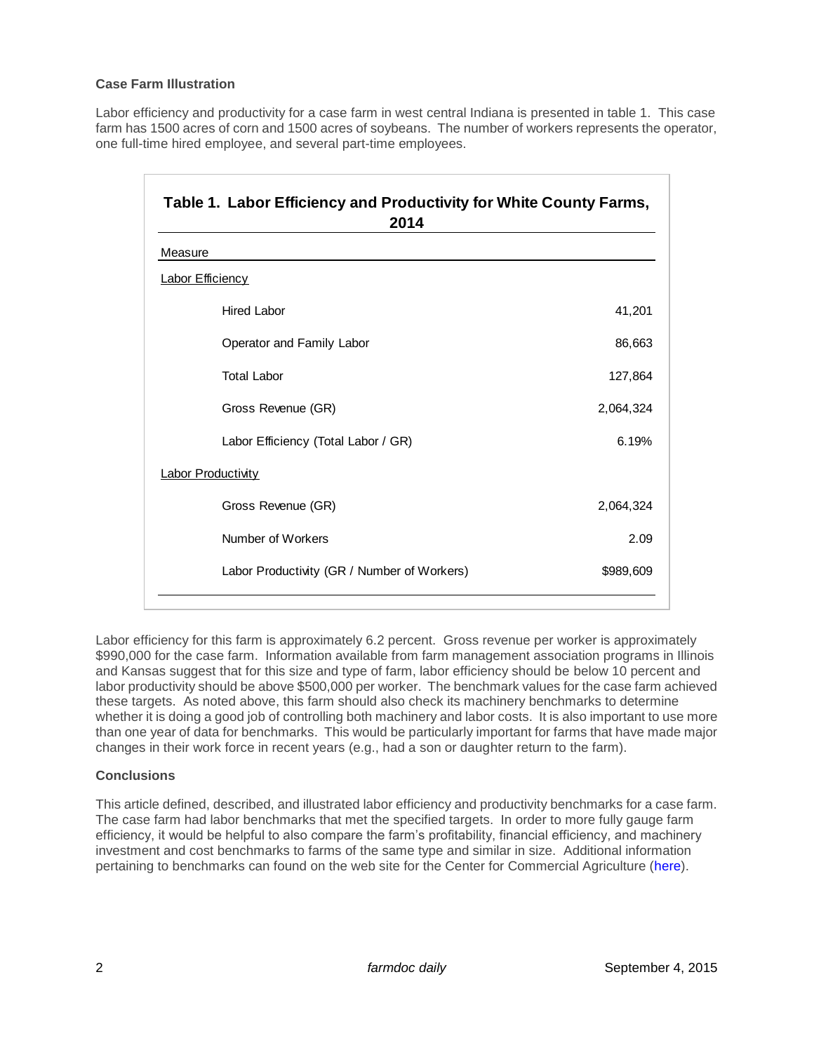**Case Farm Illustration**

Labor efficiency and productivity for a case farm in west central Indiana is presented in table 1. This case farm has 1500 acres of corn and 1500 acres of soybeans. The number of workers represents the operator, one full-time hired employee, and several part-time employees.

**Table 1. Labor Efficiency and Productivity for White County Farms, 2014**

| Measure | |
|---|---|
| Labor Efficiency | |
| Hired Labor | 41,201 |
| Operator and Family Labor | 86,663 |
| Total Labor | 127,864 |
| Gross Revenue (GR) | 2,064,324 |
| Labor Efficiency (Total Labor / GR) | 6.19% |
| Labor Productivity | |
| Gross Revenue (GR) | 2,064,324 |
| Number of Workers | 2.09 |
| Labor Productivity (GR / Number of Workers) | \$989,609 |

Labor efficiency for this farm is approximately 6.2 percent. Gross revenue per worker is approximately \$990,000 for the case farm. Information available from farm management association programs in Illinois and Kansas suggest that for this size and type of farm, labor efficiency should be below 10 percent and labor productivity should be above \$500,000 per worker. The benchmark values for the case farm achieved these targets. As noted above, this farm should also check its machinery benchmarks to determine whether it is doing a good job of controlling both machinery and labor costs. It is also important to use more than one year of data for benchmarks. This would be particularly important for farms that have made major changes in their work force in recent years (e.g., had a son or daughter return to the farm).

**Conclusions**

This article defined, described, and illustrated labor efficiency and productivity benchmarks for a case farm. The case farm had labor benchmarks that met the specified targets. In order to more fully gauge farm efficiency, it would be helpful to also compare the farm's profitability, financial efficiency, and machinery investment and cost benchmarks to farms of the same type and similar in size. Additional information pertaining to benchmarks can found on the web site for the Center for Commercial Agriculture (here).